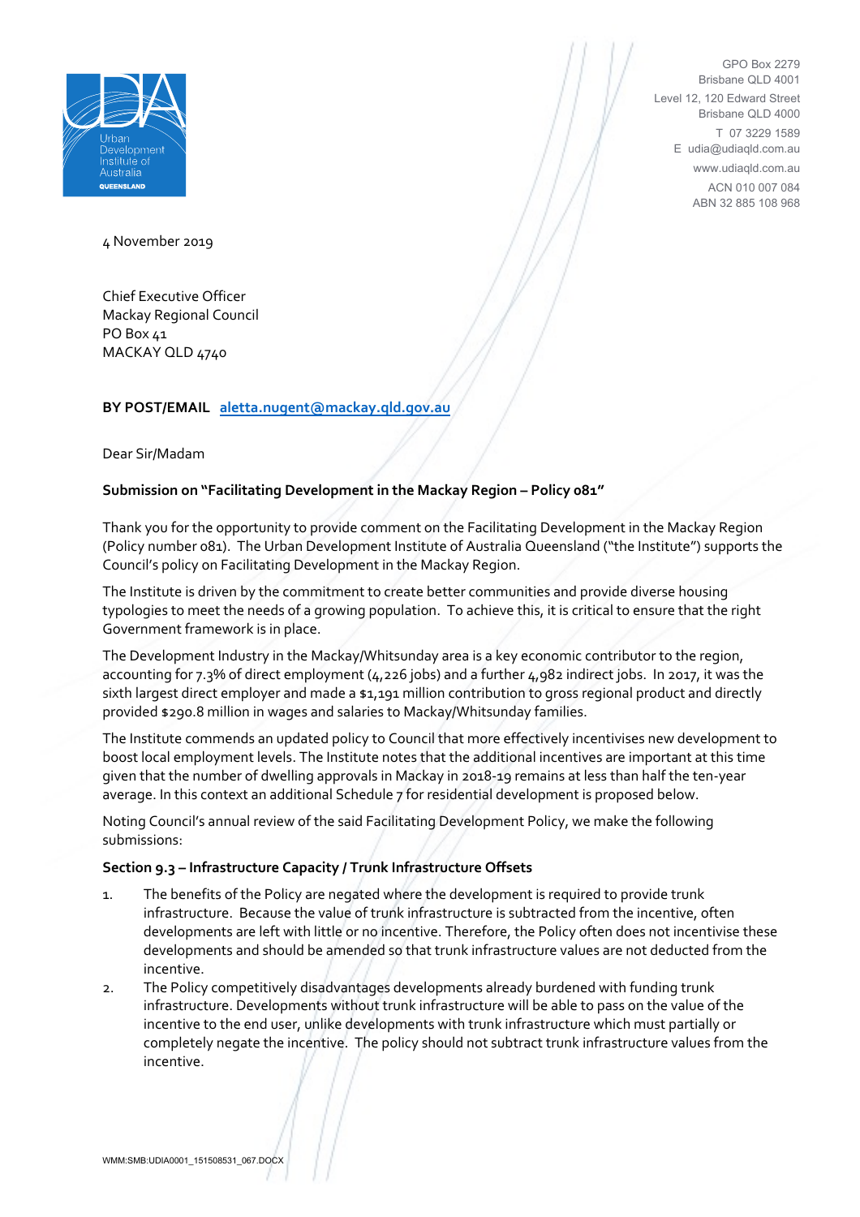GPO Box 2279
Brisbane QLD 4001
Level 12, 120 Edward Street
Brisbane QLD 4000
T 07 3229 1589
E udia@udiaqld.com.au
www.udiaqld.com.au
ACN 010 007 084
ABN 32 885 108 968

4 November 2019

Chief Executive Officer
Mackay Regional Council
PO Box 41
MACKAY QLD 4740

**BY POST/EMAIL** aletta.nugent@mackay.qld.gov.au

Dear Sir/Madam

**Submission on "Facilitating Development in the Mackay Region – Policy 081"**

Thank you for the opportunity to provide comment on the Facilitating Development in the Mackay Region (Policy number 081). The Urban Development Institute of Australia Queensland ("the Institute") supports the Council's policy on Facilitating Development in the Mackay Region.

The Institute is driven by the commitment to create better communities and provide diverse housing typologies to meet the needs of a growing population. To achieve this, it is critical to ensure that the right Government framework is in place.

The Development Industry in the Mackay/Whitsunday area is a key economic contributor to the region, accounting for 7.3% of direct employment (4,226 jobs) and a further 4,982 indirect jobs. In 2017, it was the sixth largest direct employer and made a $1,191 million contribution to gross regional product and directly provided $290.8 million in wages and salaries to Mackay/Whitsunday families.

The Institute commends an updated policy to Council that more effectively incentivises new development to boost local employment levels. The Institute notes that the additional incentives are important at this time given that the number of dwelling approvals in Mackay in 2018-19 remains at less than half the ten-year average. In this context an additional Schedule 7 for residential development is proposed below.

Noting Council's annual review of the said Facilitating Development Policy, we make the following submissions:

**Section 9.3 – Infrastructure Capacity / Trunk Infrastructure Offsets**

1. The benefits of the Policy are negated where the development is required to provide trunk infrastructure. Because the value of trunk infrastructure is subtracted from the incentive, often developments are left with little or no incentive. Therefore, the Policy often does not incentivise these developments and should be amended so that trunk infrastructure values are not deducted from the incentive.
2. The Policy competitively disadvantages developments already burdened with funding trunk infrastructure. Developments without trunk infrastructure will be able to pass on the value of the incentive to the end user, unlike developments with trunk infrastructure which must partially or completely negate the incentive. The policy should not subtract trunk infrastructure values from the incentive.

WMM:SMB:UDIA0001_151508531_067.DOCX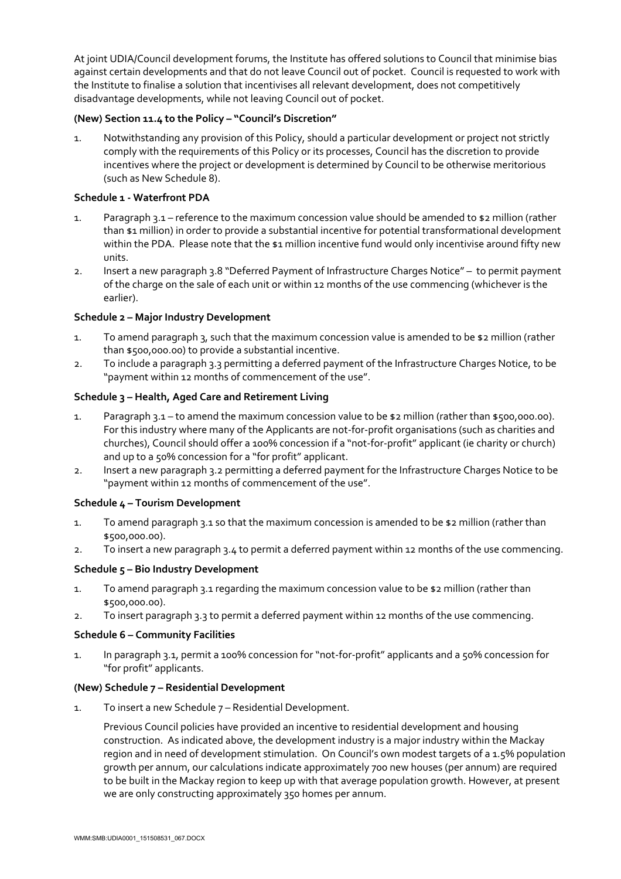At joint UDIA/Council development forums, the Institute has offered solutions to Council that minimise bias against certain developments and that do not leave Council out of pocket. Council is requested to work with the Institute to finalise a solution that incentivises all relevant development, does not competitively disadvantage developments, while not leaving Council out of pocket.

**(New) Section 11.4 to the Policy – "Council's Discretion"**

1. Notwithstanding any provision of this Policy, should a particular development or project not strictly comply with the requirements of this Policy or its processes, Council has the discretion to provide incentives where the project or development is determined by Council to be otherwise meritorious (such as New Schedule 8).

**Schedule 1 - Waterfront PDA**

1. Paragraph 3.1 – reference to the maximum concession value should be amended to $2 million (rather than $1 million) in order to provide a substantial incentive for potential transformational development within the PDA. Please note that the $1 million incentive fund would only incentivise around fifty new units.
2. Insert a new paragraph 3.8 "Deferred Payment of Infrastructure Charges Notice" – to permit payment of the charge on the sale of each unit or within 12 months of the use commencing (whichever is the earlier).

**Schedule 2 – Major Industry Development**

1. To amend paragraph 3, such that the maximum concession value is amended to be $2 million (rather than $500,000.00) to provide a substantial incentive.
2. To include a paragraph 3.3 permitting a deferred payment of the Infrastructure Charges Notice, to be "payment within 12 months of commencement of the use".

**Schedule 3 – Health, Aged Care and Retirement Living**

1. Paragraph 3.1 – to amend the maximum concession value to be $2 million (rather than $500,000.00). For this industry where many of the Applicants are not-for-profit organisations (such as charities and churches), Council should offer a 100% concession if a "not-for-profit" applicant (ie charity or church) and up to a 50% concession for a "for profit" applicant.
2. Insert a new paragraph 3.2 permitting a deferred payment for the Infrastructure Charges Notice to be "payment within 12 months of commencement of the use".

**Schedule 4 – Tourism Development**

1. To amend paragraph 3.1 so that the maximum concession is amended to be $2 million (rather than $500,000.00).
2. To insert a new paragraph 3.4 to permit a deferred payment within 12 months of the use commencing.

**Schedule 5 – Bio Industry Development**

1. To amend paragraph 3.1 regarding the maximum concession value to be $2 million (rather than $500,000.00).
2. To insert paragraph 3.3 to permit a deferred payment within 12 months of the use commencing.

**Schedule 6 – Community Facilities**

1. In paragraph 3.1, permit a 100% concession for "not-for-profit" applicants and a 50% concession for "for profit" applicants.

**(New) Schedule 7 – Residential Development**

1. To insert a new Schedule 7 – Residential Development.

   Previous Council policies have provided an incentive to residential development and housing construction. As indicated above, the development industry is a major industry within the Mackay region and in need of development stimulation. On Council's own modest targets of a 1.5% population growth per annum, our calculations indicate approximately 700 new houses (per annum) are required to be built in the Mackay region to keep up with that average population growth. However, at present we are only constructing approximately 350 homes per annum.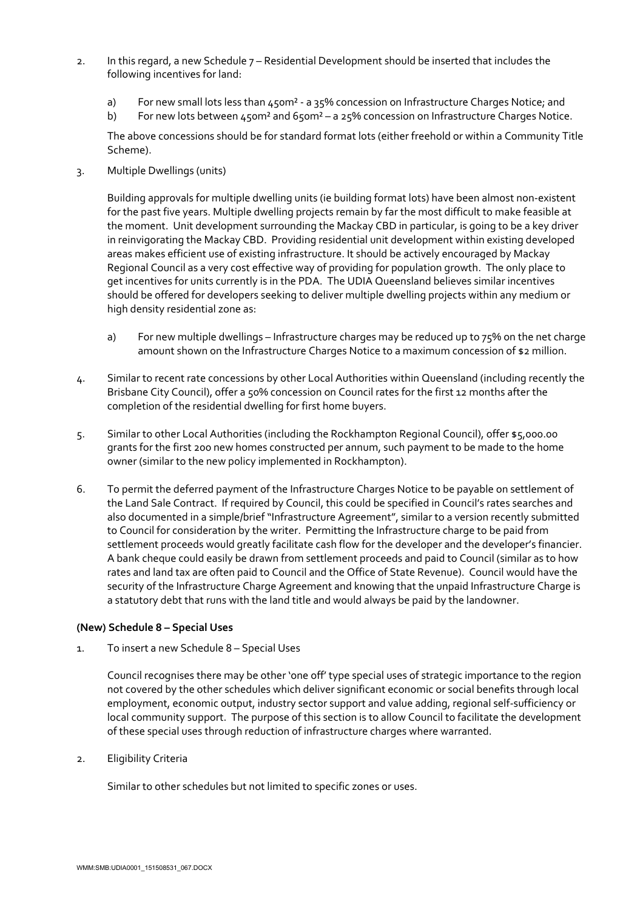2. In this regard, a new Schedule 7 – Residential Development should be inserted that includes the following incentives for land:

   a) For new small lots less than 450m² - a 35% concession on Infrastructure Charges Notice; and
   b) For new lots between 450m² and 650m² – a 25% concession on Infrastructure Charges Notice.

   The above concessions should be for standard format lots (either freehold or within a Community Title Scheme).

3. Multiple Dwellings (units)

   Building approvals for multiple dwelling units (ie building format lots) have been almost non-existent for the past five years. Multiple dwelling projects remain by far the most difficult to make feasible at the moment. Unit development surrounding the Mackay CBD in particular, is going to be a key driver in reinvigorating the Mackay CBD. Providing residential unit development within existing developed areas makes efficient use of existing infrastructure. It should be actively encouraged by Mackay Regional Council as a very cost effective way of providing for population growth. The only place to get incentives for units currently is in the PDA. The UDIA Queensland believes similar incentives should be offered for developers seeking to deliver multiple dwelling projects within any medium or high density residential zone as:

   a) For new multiple dwellings – Infrastructure charges may be reduced up to 75% on the net charge amount shown on the Infrastructure Charges Notice to a maximum concession of $2 million.

4. Similar to recent rate concessions by other Local Authorities within Queensland (including recently the Brisbane City Council), offer a 50% concession on Council rates for the first 12 months after the completion of the residential dwelling for first home buyers.

5. Similar to other Local Authorities (including the Rockhampton Regional Council), offer $5,000.00 grants for the first 200 new homes constructed per annum, such payment to be made to the home owner (similar to the new policy implemented in Rockhampton).

6. To permit the deferred payment of the Infrastructure Charges Notice to be payable on settlement of the Land Sale Contract. If required by Council, this could be specified in Council's rates searches and also documented in a simple/brief "Infrastructure Agreement", similar to a version recently submitted to Council for consideration by the writer. Permitting the Infrastructure charge to be paid from settlement proceeds would greatly facilitate cash flow for the developer and the developer's financier. A bank cheque could easily be drawn from settlement proceeds and paid to Council (similar as to how rates and land tax are often paid to Council and the Office of State Revenue). Council would have the security of the Infrastructure Charge Agreement and knowing that the unpaid Infrastructure Charge is a statutory debt that runs with the land title and would always be paid by the landowner.

**(New) Schedule 8 – Special Uses**

1. To insert a new Schedule 8 – Special Uses

   Council recognises there may be other 'one off' type special uses of strategic importance to the region not covered by the other schedules which deliver significant economic or social benefits through local employment, economic output, industry sector support and value adding, regional self-sufficiency or local community support. The purpose of this section is to allow Council to facilitate the development of these special uses through reduction of infrastructure charges where warranted.

2. Eligibility Criteria

   Similar to other schedules but not limited to specific zones or uses.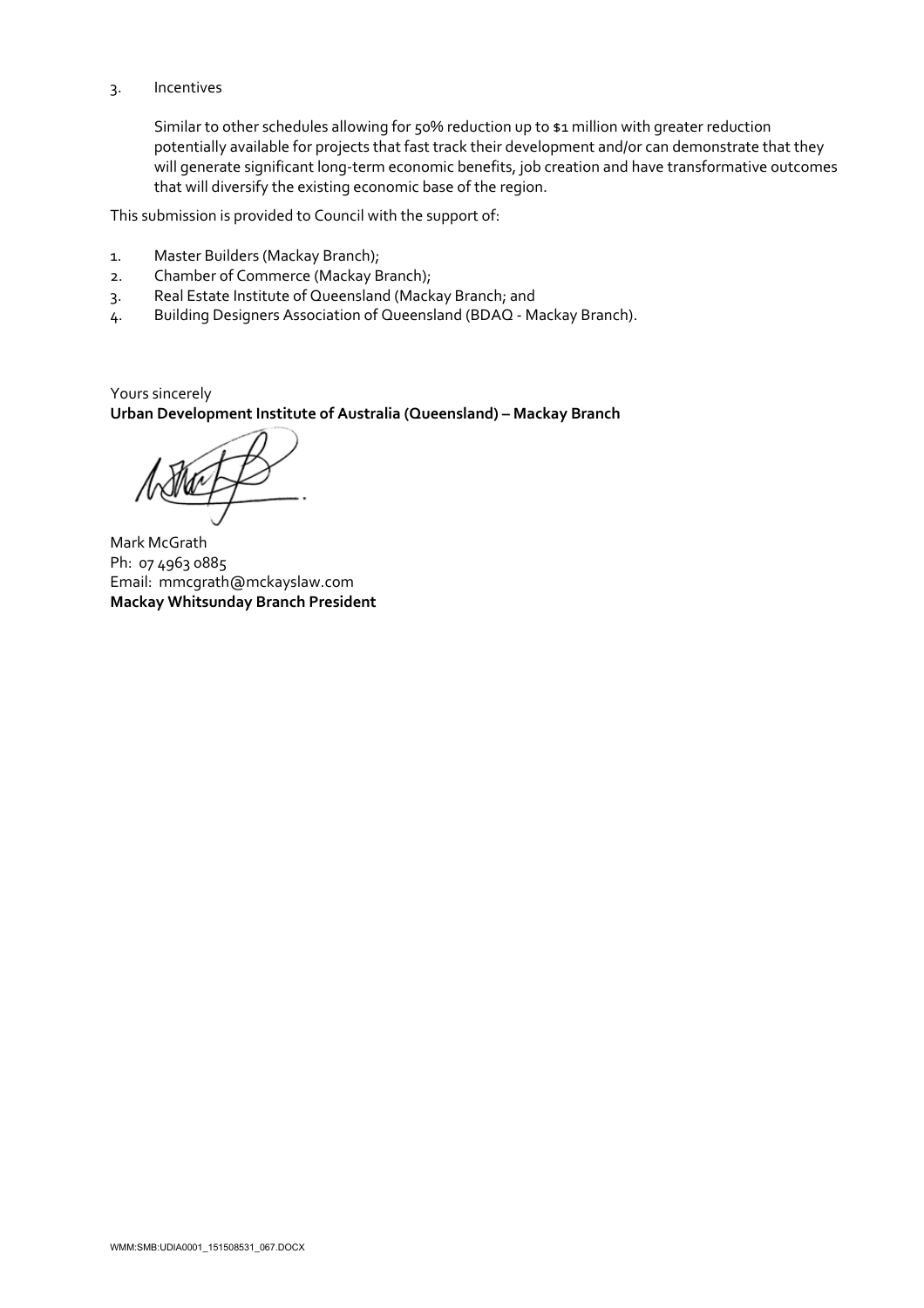3. Incentives

   Similar to other schedules allowing for 50% reduction up to $1 million with greater reduction potentially available for projects that fast track their development and/or can demonstrate that they will generate significant long-term economic benefits, job creation and have transformative outcomes that will diversify the existing economic base of the region.

This submission is provided to Council with the support of:

1. Master Builders (Mackay Branch);
2. Chamber of Commerce (Mackay Branch);
3. Real Estate Institute of Queensland (Mackay Branch; and
4. Building Designers Association of Queensland (BDAQ - Mackay Branch).

Yours sincerely
**Urban Development Institute of Australia (Queensland) – Mackay Branch**

Mark McGrath
Ph: 07 4963 0885
Email: mmcgrath@mckayslaw.com
**Mackay Whitsunday Branch President**

WMM:SMB:UDIA0001_151508531_067.DOCX